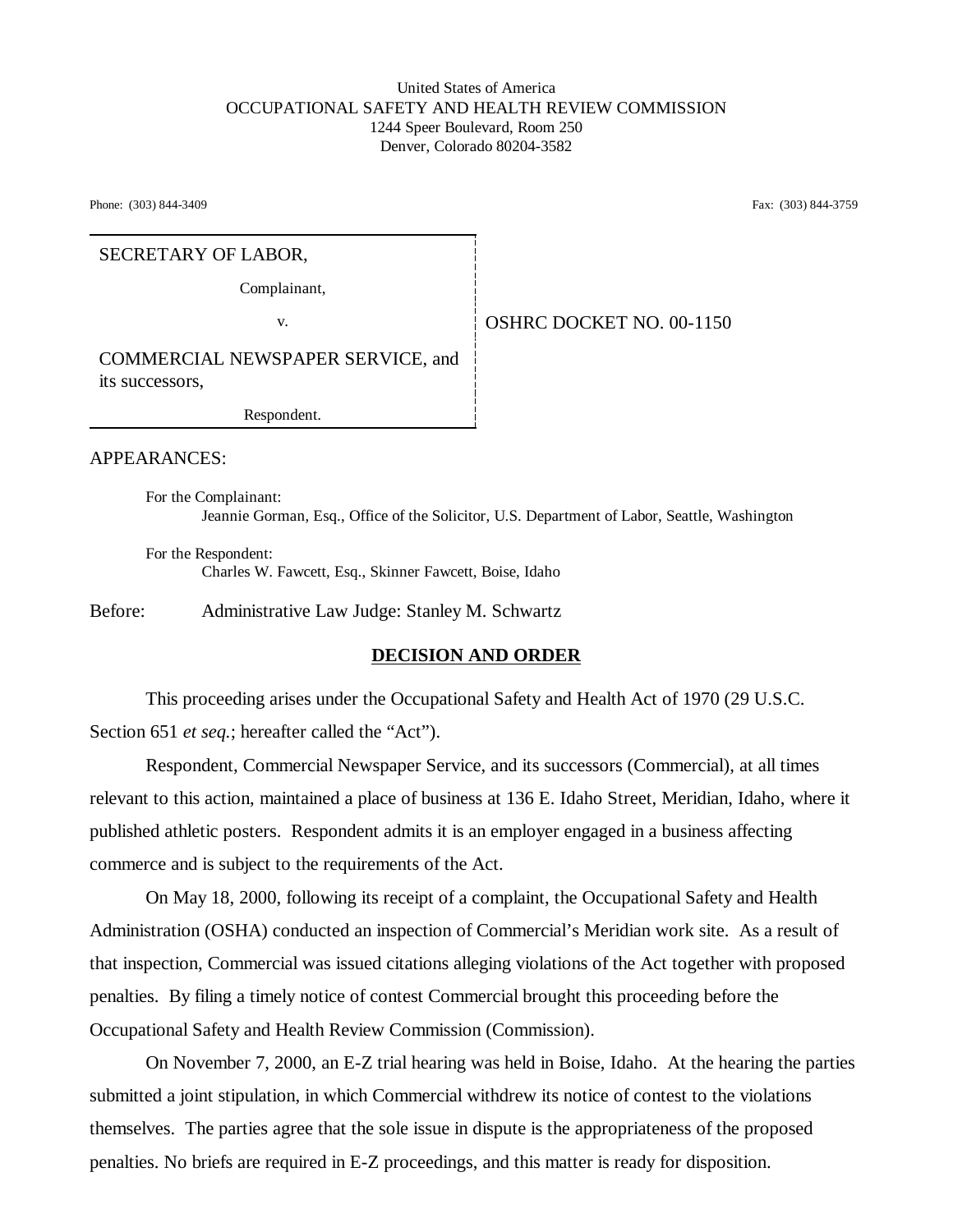United States of America
OCCUPATIONAL SAFETY AND HEALTH REVIEW COMMISSION
1244 Speer Boulevard, Room 250
Denver, Colorado 80204-3582

Phone: (303) 844-3409 Fax: (303) 844-3759

| SECRETARY OF LABOR,<br>Complainant,<br>v.<br>COMMERCIAL NEWSPAPER SERVICE, and its successors,<br>Respondent. | OSHRC DOCKET NO. 00-1150 |
|---|---|

APPEARANCES:

For the Complainant:
Jeannie Gorman, Esq., Office of the Solicitor, U.S. Department of Labor, Seattle, Washington

For the Respondent:
Charles W. Fawcett, Esq., Skinner Fawcett, Boise, Idaho

Before: Administrative Law Judge: Stanley M. Schwartz

## DECISION AND ORDER

This proceeding arises under the Occupational Safety and Health Act of 1970 (29 U.S.C. Section 651 *et seq.*; hereafter called the "Act").

Respondent, Commercial Newspaper Service, and its successors (Commercial), at all times relevant to this action, maintained a place of business at 136 E. Idaho Street, Meridian, Idaho, where it published athletic posters. Respondent admits it is an employer engaged in a business affecting commerce and is subject to the requirements of the Act.

On May 18, 2000, following its receipt of a complaint, the Occupational Safety and Health Administration (OSHA) conducted an inspection of Commercial's Meridian work site. As a result of that inspection, Commercial was issued citations alleging violations of the Act together with proposed penalties. By filing a timely notice of contest Commercial brought this proceeding before the Occupational Safety and Health Review Commission (Commission).

On November 7, 2000, an E-Z trial hearing was held in Boise, Idaho. At the hearing the parties submitted a joint stipulation, in which Commercial withdrew its notice of contest to the violations themselves. The parties agree that the sole issue in dispute is the appropriateness of the proposed penalties. No briefs are required in E-Z proceedings, and this matter is ready for disposition.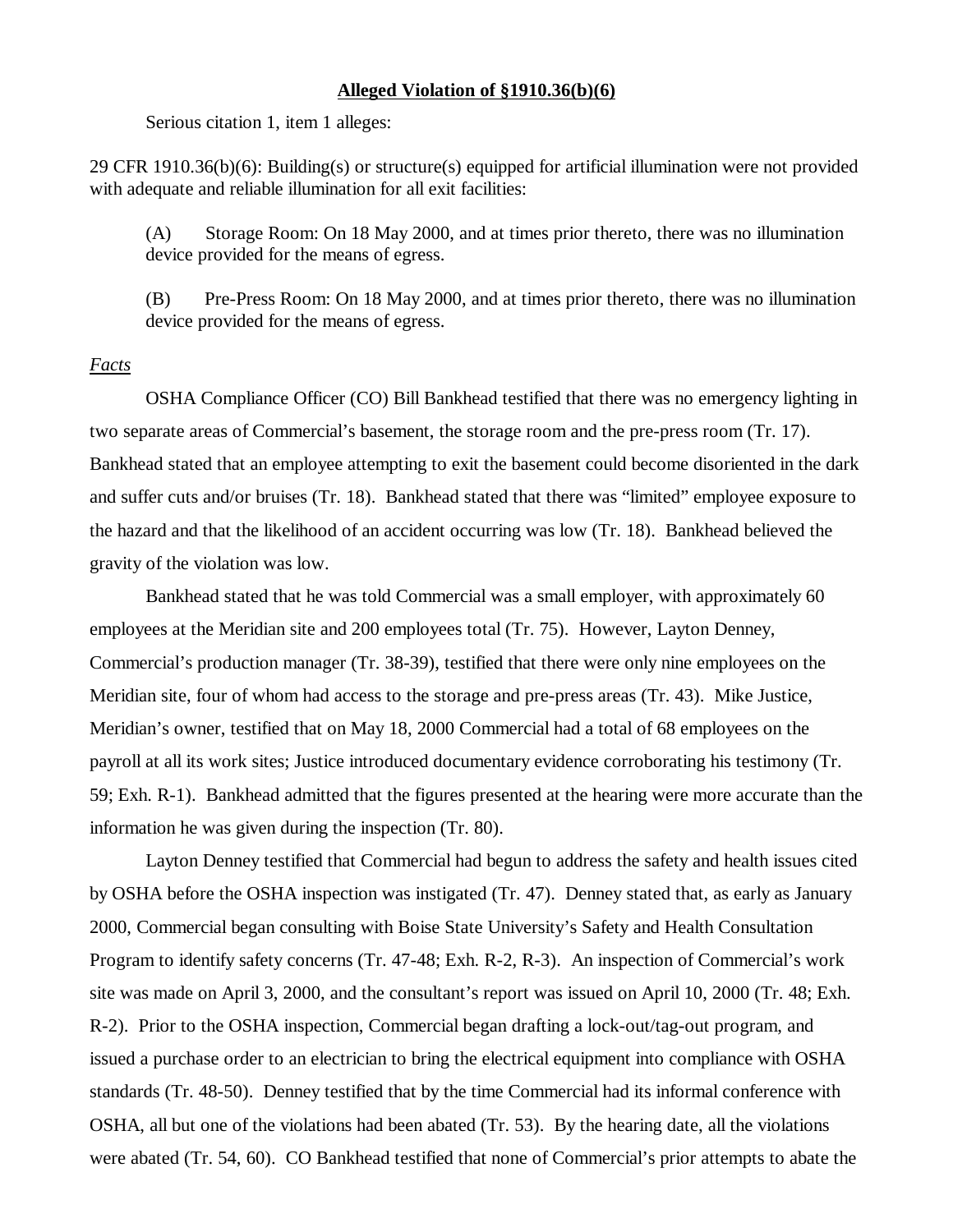**Alleged Violation of §1910.36(b)(6)**

Serious citation 1, item 1 alleges:

29 CFR 1910.36(b)(6): Building(s) or structure(s) equipped for artificial illumination were not provided with adequate and reliable illumination for all exit facilities:

> (A) Storage Room: On 18 May 2000, and at times prior thereto, there was no illumination device provided for the means of egress.
>
> (B) Pre-Press Room: On 18 May 2000, and at times prior thereto, there was no illumination device provided for the means of egress.

*Facts*

OSHA Compliance Officer (CO) Bill Bankhead testified that there was no emergency lighting in two separate areas of Commercial's basement, the storage room and the pre-press room (Tr. 17). Bankhead stated that an employee attempting to exit the basement could become disoriented in the dark and suffer cuts and/or bruises (Tr. 18). Bankhead stated that there was "limited" employee exposure to the hazard and that the likelihood of an accident occurring was low (Tr. 18). Bankhead believed the gravity of the violation was low.

Bankhead stated that he was told Commercial was a small employer, with approximately 60 employees at the Meridian site and 200 employees total (Tr. 75). However, Layton Denney, Commercial's production manager (Tr. 38-39), testified that there were only nine employees on the Meridian site, four of whom had access to the storage and pre-press areas (Tr. 43). Mike Justice, Meridian's owner, testified that on May 18, 2000 Commercial had a total of 68 employees on the payroll at all its work sites; Justice introduced documentary evidence corroborating his testimony (Tr. 59; Exh. R-1). Bankhead admitted that the figures presented at the hearing were more accurate than the information he was given during the inspection (Tr. 80).

Layton Denney testified that Commercial had begun to address the safety and health issues cited by OSHA before the OSHA inspection was instigated (Tr. 47). Denney stated that, as early as January 2000, Commercial began consulting with Boise State University's Safety and Health Consultation Program to identify safety concerns (Tr. 47-48; Exh. R-2, R-3). An inspection of Commercial's work site was made on April 3, 2000, and the consultant's report was issued on April 10, 2000 (Tr. 48; Exh. R-2). Prior to the OSHA inspection, Commercial began drafting a lock-out/tag-out program, and issued a purchase order to an electrician to bring the electrical equipment into compliance with OSHA standards (Tr. 48-50). Denney testified that by the time Commercial had its informal conference with OSHA, all but one of the violations had been abated (Tr. 53). By the hearing date, all the violations were abated (Tr. 54, 60). CO Bankhead testified that none of Commercial's prior attempts to abate the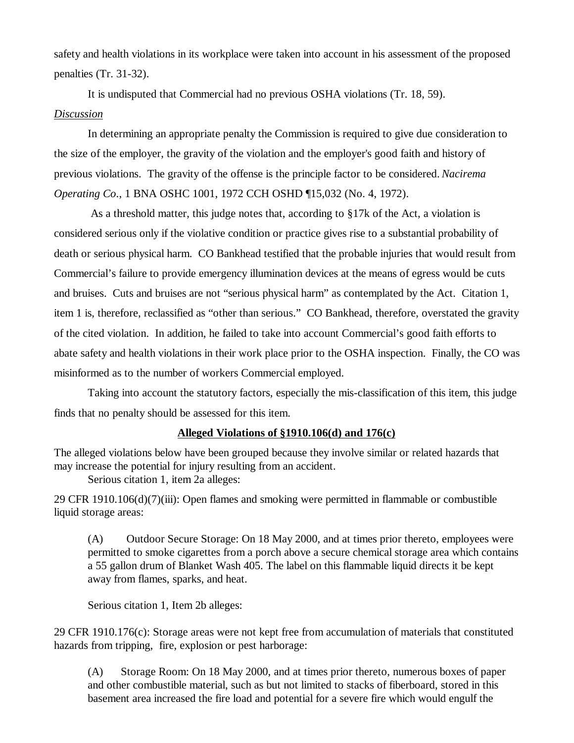safety and health violations in its workplace were taken into account in his assessment of the proposed penalties (Tr. 31-32).

It is undisputed that Commercial had no previous OSHA violations (Tr. 18, 59).

*Discussion*

In determining an appropriate penalty the Commission is required to give due consideration to the size of the employer, the gravity of the violation and the employer's good faith and history of previous violations. The gravity of the offense is the principle factor to be considered. *Nacirema Operating Co*., 1 BNA OSHC 1001, 1972 CCH OSHD ¶15,032 (No. 4, 1972).

As a threshold matter, this judge notes that, according to §17k of the Act, a violation is considered serious only if the violative condition or practice gives rise to a substantial probability of death or serious physical harm. CO Bankhead testified that the probable injuries that would result from Commercial's failure to provide emergency illumination devices at the means of egress would be cuts and bruises. Cuts and bruises are not "serious physical harm" as contemplated by the Act. Citation 1, item 1 is, therefore, reclassified as "other than serious." CO Bankhead, therefore, overstated the gravity of the cited violation. In addition, he failed to take into account Commercial's good faith efforts to abate safety and health violations in their work place prior to the OSHA inspection. Finally, the CO was misinformed as to the number of workers Commercial employed.

Taking into account the statutory factors, especially the mis-classification of this item, this judge finds that no penalty should be assessed for this item.

**Alleged Violations of §1910.106(d) and 176(c)**

The alleged violations below have been grouped because they involve similar or related hazards that may increase the potential for injury resulting from an accident.

Serious citation 1, item 2a alleges:

29 CFR 1910.106(d)(7)(iii): Open flames and smoking were permitted in flammable or combustible liquid storage areas:

> (A) Outdoor Secure Storage: On 18 May 2000, and at times prior thereto, employees were permitted to smoke cigarettes from a porch above a secure chemical storage area which contains a 55 gallon drum of Blanket Wash 405. The label on this flammable liquid directs it be kept away from flames, sparks, and heat.

Serious citation 1, Item 2b alleges:

29 CFR 1910.176(c): Storage areas were not kept free from accumulation of materials that constituted hazards from tripping, fire, explosion or pest harborage:

> (A) Storage Room: On 18 May 2000, and at times prior thereto, numerous boxes of paper and other combustible material, such as but not limited to stacks of fiberboard, stored in this basement area increased the fire load and potential for a severe fire which would engulf the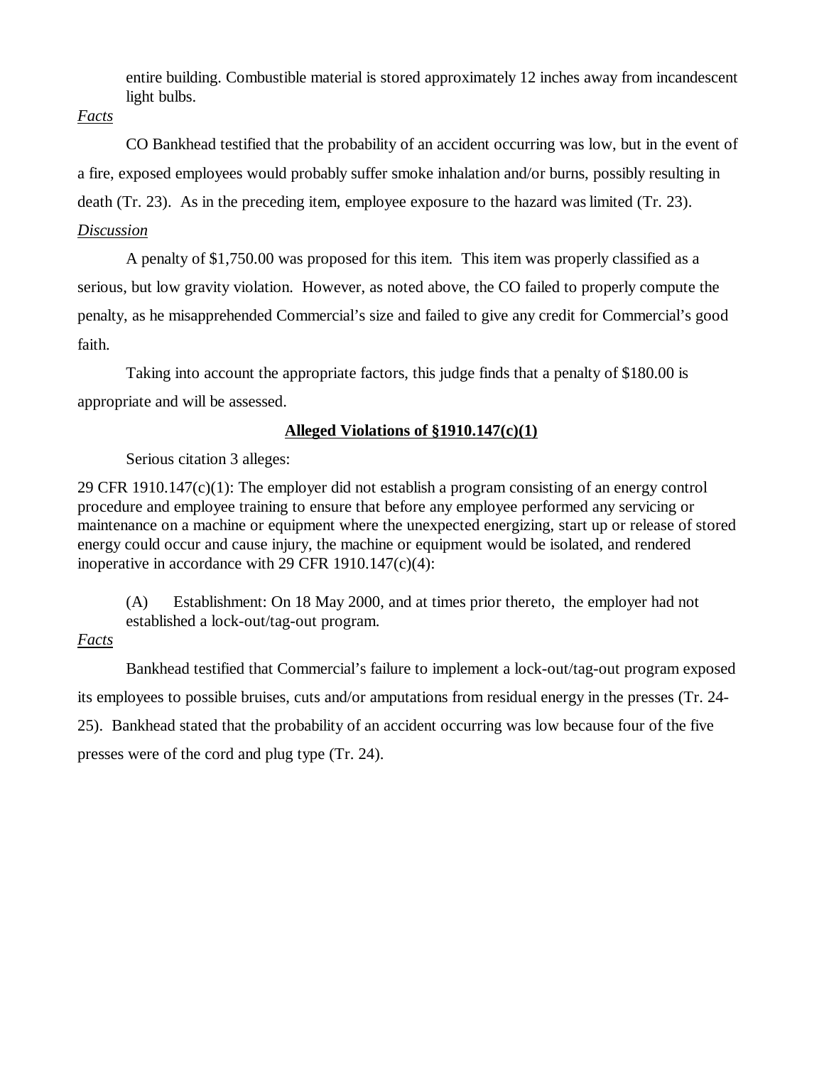entire building. Combustible material is stored approximately 12 inches away from incandescent light bulbs.

*Facts*

CO Bankhead testified that the probability of an accident occurring was low, but in the event of a fire, exposed employees would probably suffer smoke inhalation and/or burns, possibly resulting in death (Tr. 23). As in the preceding item, employee exposure to the hazard was limited (Tr. 23).

*Discussion*

A penalty of $1,750.00 was proposed for this item. This item was properly classified as a serious, but low gravity violation. However, as noted above, the CO failed to properly compute the penalty, as he misapprehended Commercial's size and failed to give any credit for Commercial's good faith.

Taking into account the appropriate factors, this judge finds that a penalty of $180.00 is appropriate and will be assessed.

**Alleged Violations of §1910.147(c)(1)**

Serious citation 3 alleges:

29 CFR 1910.147(c)(1): The employer did not establish a program consisting of an energy control procedure and employee training to ensure that before any employee performed any servicing or maintenance on a machine or equipment where the unexpected energizing, start up or release of stored energy could occur and cause injury, the machine or equipment would be isolated, and rendered inoperative in accordance with 29 CFR 1910.147(c)(4):

(A) Establishment: On 18 May 2000, and at times prior thereto, the employer had not established a lock-out/tag-out program.

*Facts*

Bankhead testified that Commercial's failure to implement a lock-out/tag-out program exposed its employees to possible bruises, cuts and/or amputations from residual energy in the presses (Tr. 24-25). Bankhead stated that the probability of an accident occurring was low because four of the five presses were of the cord and plug type (Tr. 24).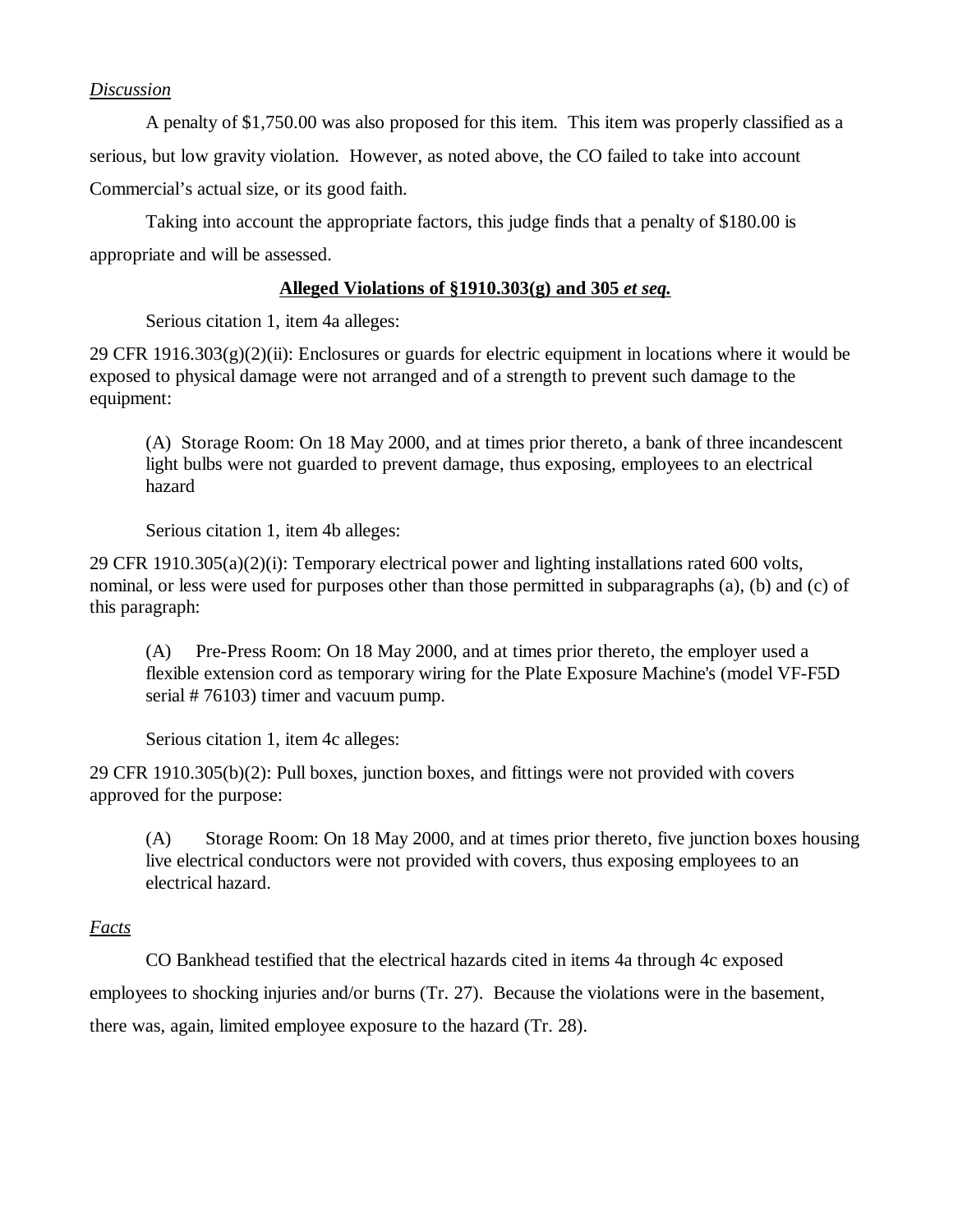*Discussion*

A penalty of $1,750.00 was also proposed for this item. This item was properly classified as a serious, but low gravity violation. However, as noted above, the CO failed to take into account Commercial's actual size, or its good faith.

Taking into account the appropriate factors, this judge finds that a penalty of $180.00 is appropriate and will be assessed.

**Alleged Violations of §1910.303(g) and 305 *et seq.***

Serious citation 1, item 4a alleges:

29 CFR 1916.303(g)(2)(ii): Enclosures or guards for electric equipment in locations where it would be exposed to physical damage were not arranged and of a strength to prevent such damage to the equipment:

> (A) Storage Room: On 18 May 2000, and at times prior thereto, a bank of three incandescent light bulbs were not guarded to prevent damage, thus exposing, employees to an electrical hazard

Serious citation 1, item 4b alleges:

29 CFR 1910.305(a)(2)(i): Temporary electrical power and lighting installations rated 600 volts, nominal, or less were used for purposes other than those permitted in subparagraphs (a), (b) and (c) of this paragraph:

> (A) Pre-Press Room: On 18 May 2000, and at times prior thereto, the employer used a flexible extension cord as temporary wiring for the Plate Exposure Machine's (model VF-F5D serial # 76103) timer and vacuum pump.

Serious citation 1, item 4c alleges:

29 CFR 1910.305(b)(2): Pull boxes, junction boxes, and fittings were not provided with covers approved for the purpose:

> (A) Storage Room: On 18 May 2000, and at times prior thereto, five junction boxes housing live electrical conductors were not provided with covers, thus exposing employees to an electrical hazard.

*Facts*

CO Bankhead testified that the electrical hazards cited in items 4a through 4c exposed employees to shocking injuries and/or burns (Tr. 27). Because the violations were in the basement, there was, again, limited employee exposure to the hazard (Tr. 28).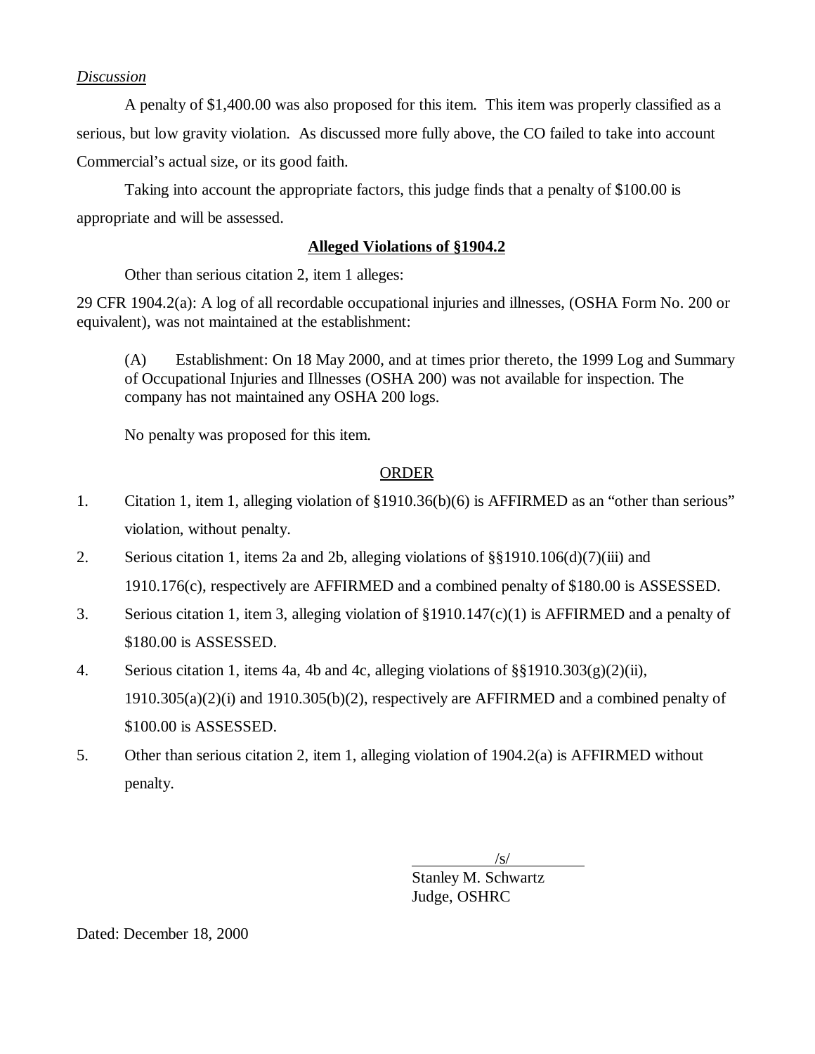*Discussion*

A penalty of $1,400.00 was also proposed for this item. This item was properly classified as a serious, but low gravity violation. As discussed more fully above, the CO failed to take into account Commercial's actual size, or its good faith.

Taking into account the appropriate factors, this judge finds that a penalty of $100.00 is appropriate and will be assessed.

**<u>Alleged Violations of §1904.2</u>**

Other than serious citation 2, item 1 alleges:

29 CFR 1904.2(a): A log of all recordable occupational injuries and illnesses, (OSHA Form No. 200 or equivalent), was not maintained at the establishment:

> (A) Establishment: On 18 May 2000, and at times prior thereto, the 1999 Log and Summary of Occupational Injuries and Illnesses (OSHA 200) was not available for inspection. The company has not maintained any OSHA 200 logs.

No penalty was proposed for this item.

<u>ORDER</u>

1. Citation 1, item 1, alleging violation of §1910.36(b)(6) is AFFIRMED as an "other than serious" violation, without penalty.
2. Serious citation 1, items 2a and 2b, alleging violations of §§1910.106(d)(7)(iii) and 1910.176(c), respectively are AFFIRMED and a combined penalty of $180.00 is ASSESSED.
3. Serious citation 1, item 3, alleging violation of §1910.147(c)(1) is AFFIRMED and a penalty of $180.00 is ASSESSED.
4. Serious citation 1, items 4a, 4b and 4c, alleging violations of §§1910.303(g)(2)(ii), 1910.305(a)(2)(i) and 1910.305(b)(2), respectively are AFFIRMED and a combined penalty of $100.00 is ASSESSED.
5. Other than serious citation 2, item 1, alleging violation of 1904.2(a) is AFFIRMED without penalty.

/s/
Stanley M. Schwartz
Judge, OSHRC

Dated: December 18, 2000